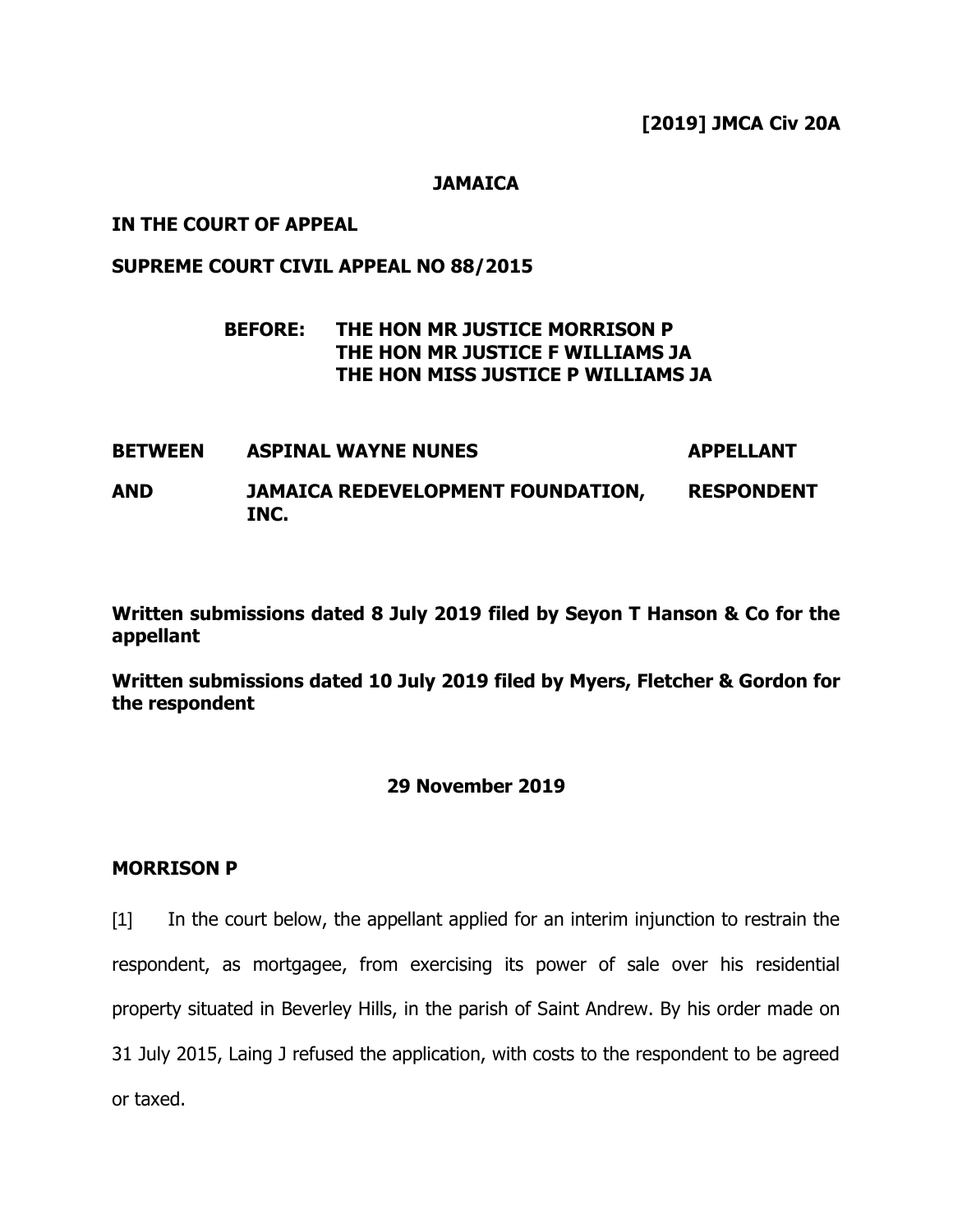**[2019] JMCA Civ 20A**

**JAMAICA**

**IN THE COURT OF APPEAL**

**SUPREME COURT CIVIL APPEAL NO 88/2015**

**BEFORE: THE HON MR JUSTICE MORRISON P**
**THE HON MR JUSTICE F WILLIAMS JA**
**THE HON MISS JUSTICE P WILLIAMS JA**

| | | |
|---|---|---|
| **BETWEEN** | **ASPINAL WAYNE NUNES** | **APPELLANT** |
| **AND** | **JAMAICA REDEVELOPMENT FOUNDATION, INC.** | **RESPONDENT** |

**Written submissions dated 8 July 2019 filed by Seyon T Hanson & Co for the appellant**

**Written submissions dated 10 July 2019 filed by Myers, Fletcher & Gordon for the respondent**

**29 November 2019**

**MORRISON P**

[1] In the court below, the appellant applied for an interim injunction to restrain the respondent, as mortgagee, from exercising its power of sale over his residential property situated in Beverley Hills, in the parish of Saint Andrew. By his order made on 31 July 2015, Laing J refused the application, with costs to the respondent to be agreed or taxed.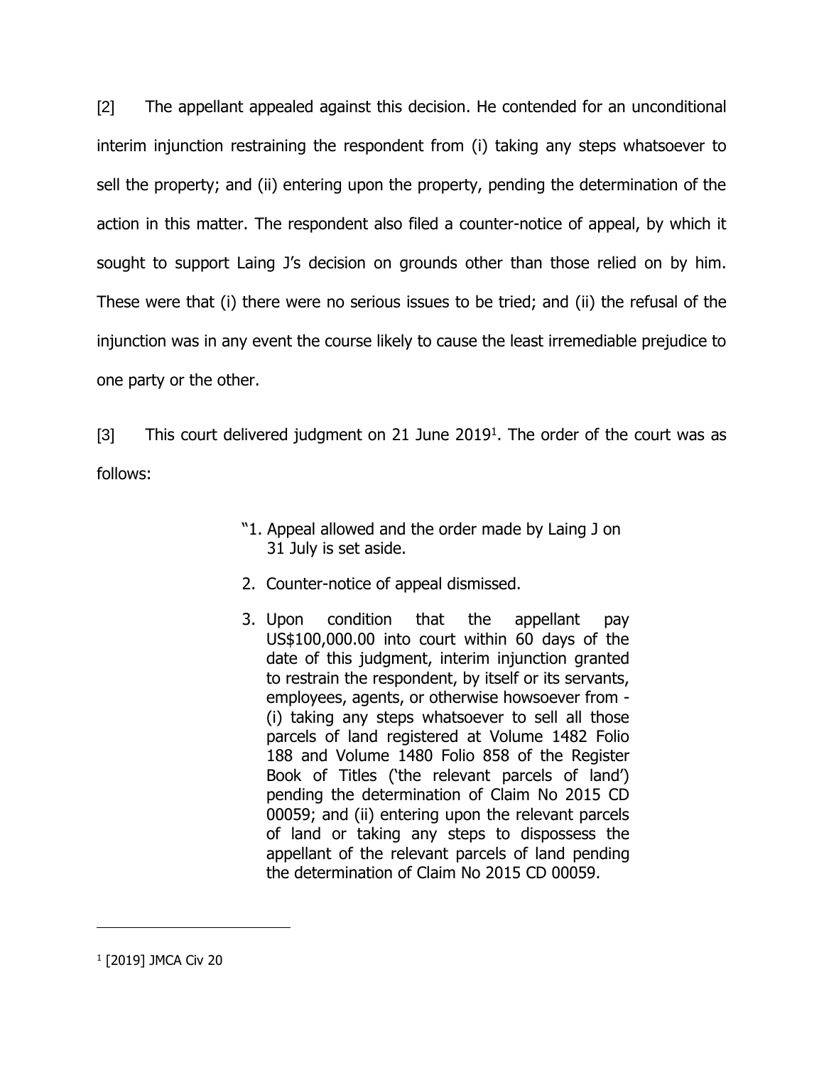[2] The appellant appealed against this decision. He contended for an unconditional interim injunction restraining the respondent from (i) taking any steps whatsoever to sell the property; and (ii) entering upon the property, pending the determination of the action in this matter. The respondent also filed a counter-notice of appeal, by which it sought to support Laing J's decision on grounds other than those relied on by him. These were that (i) there were no serious issues to be tried; and (ii) the refusal of the injunction was in any event the course likely to cause the least irremediable prejudice to one party or the other.

[3] This court delivered judgment on 21 June 2019[1]. The order of the court was as follows:

> "1. Appeal allowed and the order made by Laing J on 31 July is set aside.
>
> 2. Counter-notice of appeal dismissed.
>
> 3. Upon condition that the appellant pay US$100,000.00 into court within 60 days of the date of this judgment, interim injunction granted to restrain the respondent, by itself or its servants, employees, agents, or otherwise howsoever from - (i) taking any steps whatsoever to sell all those parcels of land registered at Volume 1482 Folio 188 and Volume 1480 Folio 858 of the Register Book of Titles ('the relevant parcels of land') pending the determination of Claim No 2015 CD 00059; and (ii) entering upon the relevant parcels of land or taking any steps to dispossess the appellant of the relevant parcels of land pending the determination of Claim No 2015 CD 00059.

---

[1] [2019] JMCA Civ 20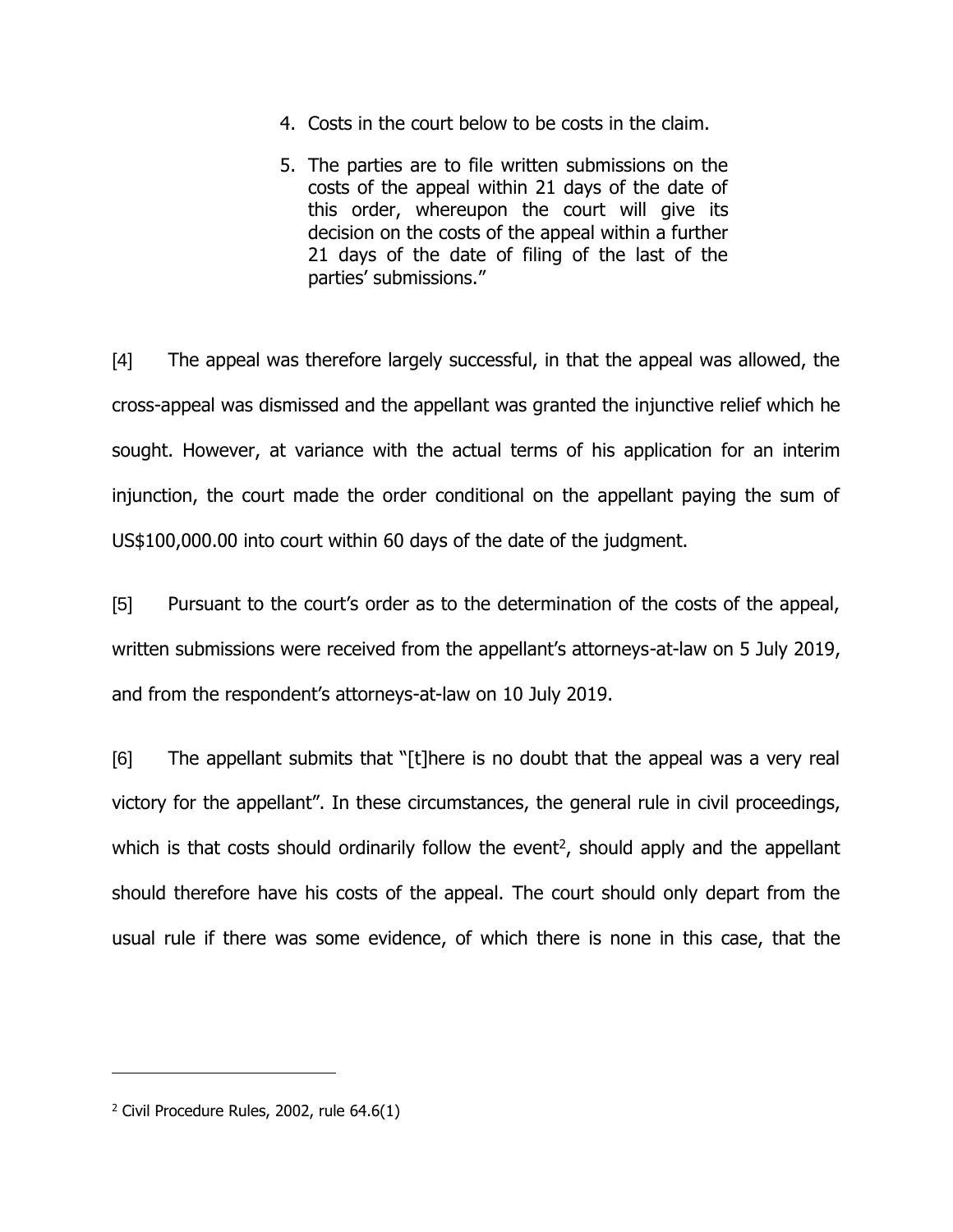4. Costs in the court below to be costs in the claim.

5. The parties are to file written submissions on the costs of the appeal within 21 days of the date of this order, whereupon the court will give its decision on the costs of the appeal within a further 21 days of the date of filing of the last of the parties' submissions."

[4] The appeal was therefore largely successful, in that the appeal was allowed, the cross-appeal was dismissed and the appellant was granted the injunctive relief which he sought. However, at variance with the actual terms of his application for an interim injunction, the court made the order conditional on the appellant paying the sum of US$100,000.00 into court within 60 days of the date of the judgment.

[5] Pursuant to the court's order as to the determination of the costs of the appeal, written submissions were received from the appellant's attorneys-at-law on 5 July 2019, and from the respondent's attorneys-at-law on 10 July 2019.

[6] The appellant submits that "[t]here is no doubt that the appeal was a very real victory for the appellant". In these circumstances, the general rule in civil proceedings, which is that costs should ordinarily follow the event[2], should apply and the appellant should therefore have his costs of the appeal. The court should only depart from the usual rule if there was some evidence, of which there is none in this case, that the

---

[2] Civil Procedure Rules, 2002, rule 64.6(1)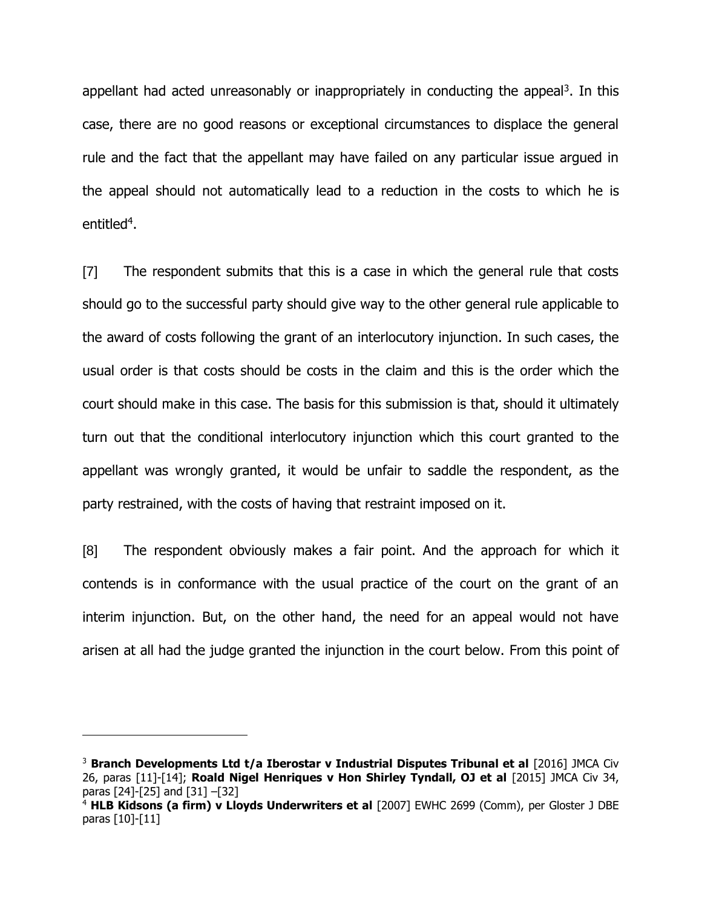appellant had acted unreasonably or inappropriately in conducting the appeal[3]. In this case, there are no good reasons or exceptional circumstances to displace the general rule and the fact that the appellant may have failed on any particular issue argued in the appeal should not automatically lead to a reduction in the costs to which he is entitled[4].

[7] The respondent submits that this is a case in which the general rule that costs should go to the successful party should give way to the other general rule applicable to the award of costs following the grant of an interlocutory injunction. In such cases, the usual order is that costs should be costs in the claim and this is the order which the court should make in this case. The basis for this submission is that, should it ultimately turn out that the conditional interlocutory injunction which this court granted to the appellant was wrongly granted, it would be unfair to saddle the respondent, as the party restrained, with the costs of having that restraint imposed on it.

[8] The respondent obviously makes a fair point. And the approach for which it contends is in conformance with the usual practice of the court on the grant of an interim injunction. But, on the other hand, the need for an appeal would not have arisen at all had the judge granted the injunction in the court below. From this point of

---

[3] **Branch Developments Ltd t/a Iberostar v Industrial Disputes Tribunal et al** [2016] JMCA Civ 26, paras [11]-[14]; **Roald Nigel Henriques v Hon Shirley Tyndall, OJ et al** [2015] JMCA Civ 34, paras [24]-[25] and [31] –[32]

[4] **HLB Kidsons (a firm) v Lloyds Underwriters et al** [2007] EWHC 2699 (Comm), per Gloster J DBE paras [10]-[11]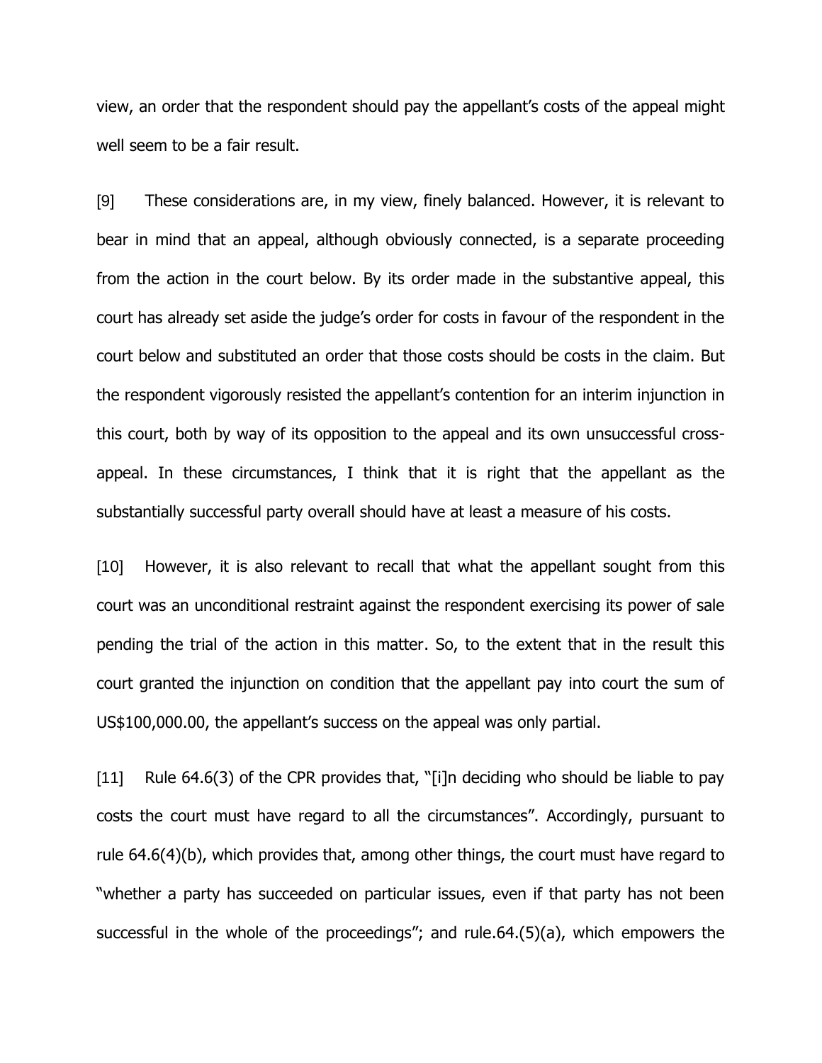view, an order that the respondent should pay the appellant's costs of the appeal might well seem to be a fair result.

[9] These considerations are, in my view, finely balanced. However, it is relevant to bear in mind that an appeal, although obviously connected, is a separate proceeding from the action in the court below. By its order made in the substantive appeal, this court has already set aside the judge's order for costs in favour of the respondent in the court below and substituted an order that those costs should be costs in the claim. But the respondent vigorously resisted the appellant's contention for an interim injunction in this court, both by way of its opposition to the appeal and its own unsuccessful cross-appeal. In these circumstances, I think that it is right that the appellant as the substantially successful party overall should have at least a measure of his costs.

[10] However, it is also relevant to recall that what the appellant sought from this court was an unconditional restraint against the respondent exercising its power of sale pending the trial of the action in this matter. So, to the extent that in the result this court granted the injunction on condition that the appellant pay into court the sum of US$100,000.00, the appellant's success on the appeal was only partial.

[11] Rule 64.6(3) of the CPR provides that, "[i]n deciding who should be liable to pay costs the court must have regard to all the circumstances". Accordingly, pursuant to rule 64.6(4)(b), which provides that, among other things, the court must have regard to "whether a party has succeeded on particular issues, even if that party has not been successful in the whole of the proceedings"; and rule.64.(5)(a), which empowers the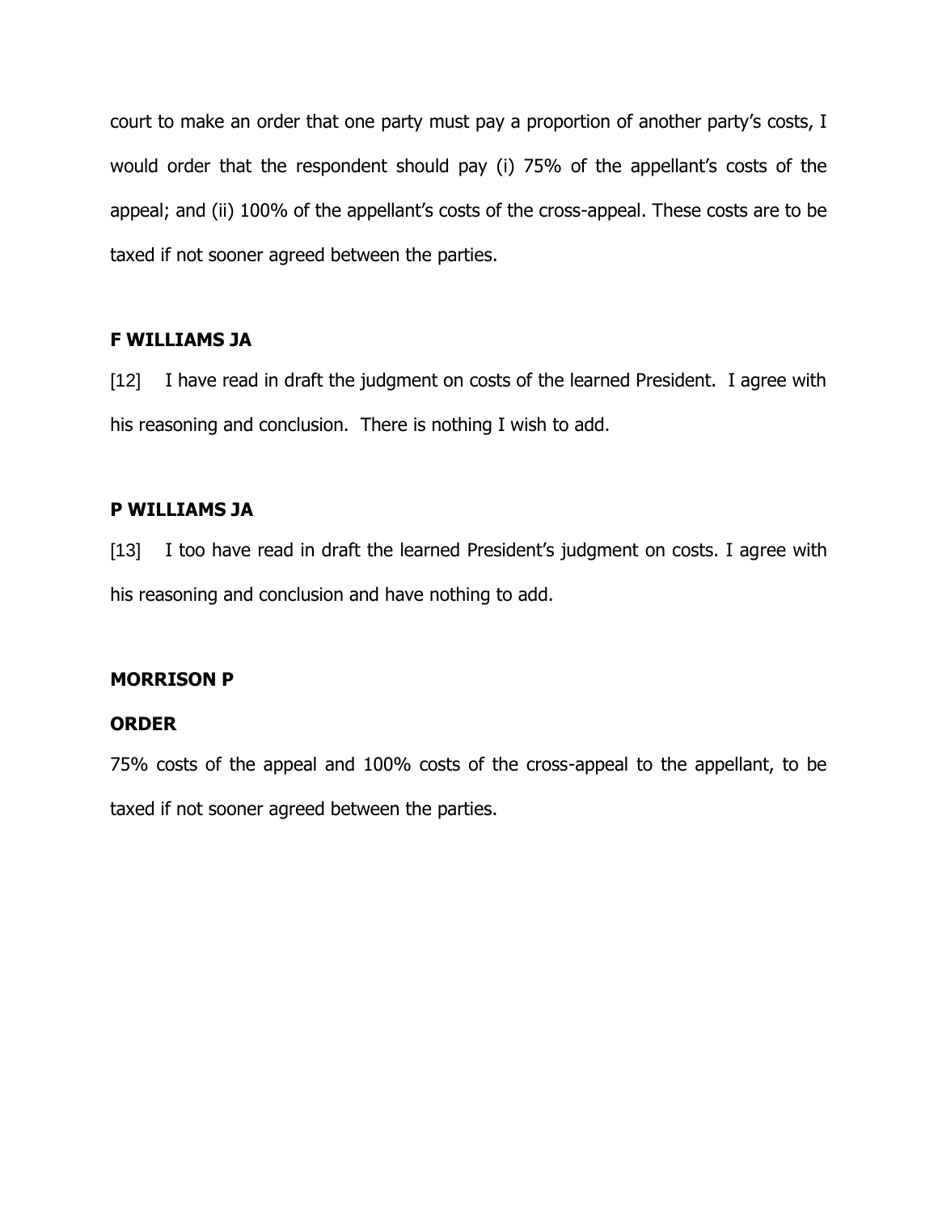court to make an order that one party must pay a proportion of another party's costs, I would order that the respondent should pay (i) 75% of the appellant's costs of the appeal; and (ii) 100% of the appellant's costs of the cross-appeal. These costs are to be taxed if not sooner agreed between the parties.

**F WILLIAMS JA**

[12] I have read in draft the judgment on costs of the learned President. I agree with his reasoning and conclusion. There is nothing I wish to add.

**P WILLIAMS JA**

[13] I too have read in draft the learned President's judgment on costs. I agree with his reasoning and conclusion and have nothing to add.

**MORRISON P**

**ORDER**

75% costs of the appeal and 100% costs of the cross-appeal to the appellant, to be taxed if not sooner agreed between the parties.